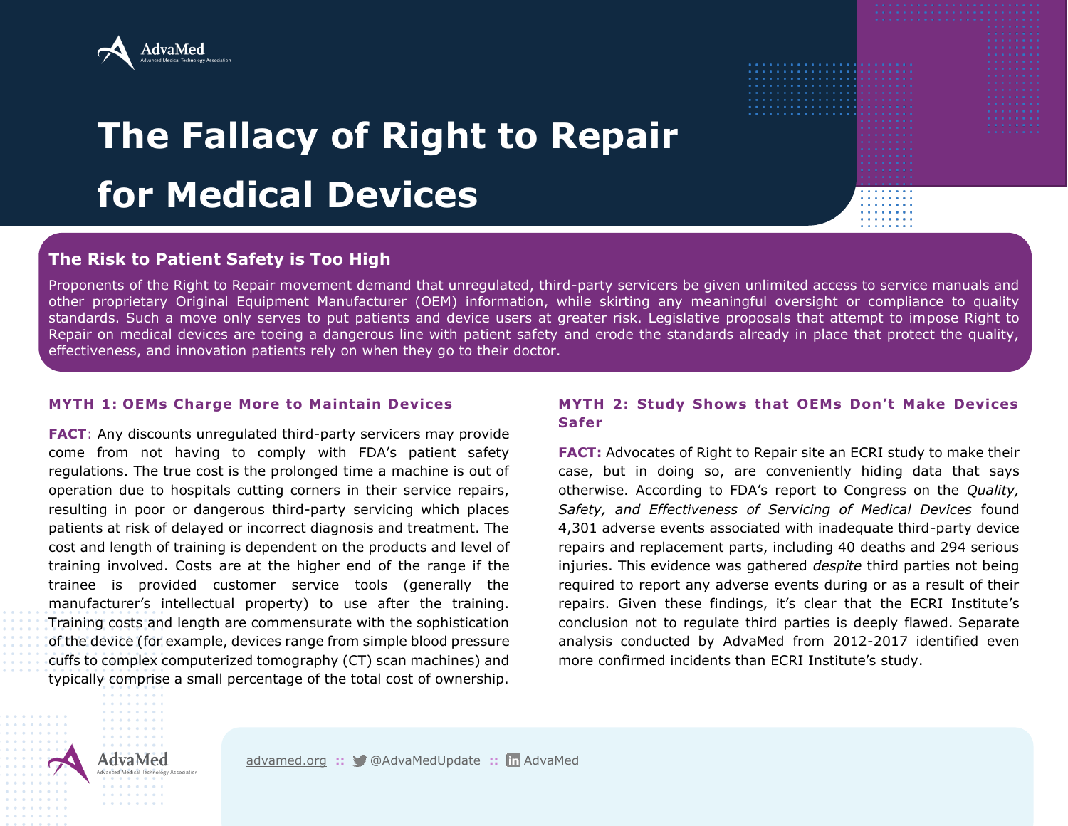AdvaMed
Advanced Medical Technology Association

# The Fallacy of Right to Repair for Medical Devices

## The Risk to Patient Safety is Too High

Proponents of the Right to Repair movement demand that unregulated, third-party servicers be given unlimited access to service manuals and other proprietary Original Equipment Manufacturer (OEM) information, while skirting any meaningful oversight or compliance to quality standards. Such a move only serves to put patients and device users at greater risk. Legislative proposals that attempt to impose Right to Repair on medical devices are toeing a dangerous line with patient safety and erode the standards already in place that protect the quality, effectiveness, and innovation patients rely on when they go to their doctor.

### MYTH 1: OEMs Charge More to Maintain Devices

**FACT**: Any discounts unregulated third-party servicers may provide come from not having to comply with FDA's patient safety regulations. The true cost is the prolonged time a machine is out of operation due to hospitals cutting corners in their service repairs, resulting in poor or dangerous third-party servicing which places patients at risk of delayed or incorrect diagnosis and treatment. The cost and length of training is dependent on the products and level of training involved. Costs are at the higher end of the range if the trainee is provided customer service tools (generally the manufacturer's intellectual property) to use after the training. Training costs and length are commensurate with the sophistication of the device (for example, devices range from simple blood pressure cuffs to complex computerized tomography (CT) scan machines) and typically comprise a small percentage of the total cost of ownership.

### MYTH 2: Study Shows that OEMs Don't Make Devices Safer

**FACT:** Advocates of Right to Repair site an ECRI study to make their case, but in doing so, are conveniently hiding data that says otherwise. According to FDA's report to Congress on the *Quality, Safety, and Effectiveness of Servicing of Medical Devices* found 4,301 adverse events associated with inadequate third-party device repairs and replacement parts, including 40 deaths and 294 serious injuries. This evidence was gathered *despite* third parties not being required to report any adverse events during or as a result of their repairs. Given these findings, it's clear that the ECRI Institute's conclusion not to regulate third parties is deeply flawed. Separate analysis conducted by AdvaMed from 2012-2017 identified even more confirmed incidents than ECRI Institute's study.

AdvaMed
Advanced Medical Technology Association

advamed.org :: @AdvaMedUpdate :: AdvaMed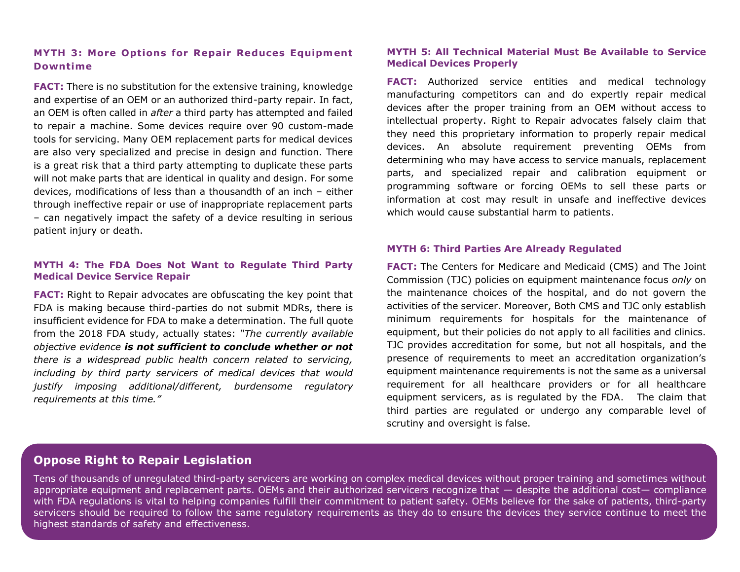### MYTH 3: More Options for Repair Reduces Equipment Downtime

**FACT:** There is no substitution for the extensive training, knowledge and expertise of an OEM or an authorized third-party repair. In fact, an OEM is often called in *after* a third party has attempted and failed to repair a machine. Some devices require over 90 custom-made tools for servicing. Many OEM replacement parts for medical devices are also very specialized and precise in design and function. There is a great risk that a third party attempting to duplicate these parts will not make parts that are identical in quality and design. For some devices, modifications of less than a thousandth of an inch – either through ineffective repair or use of inappropriate replacement parts – can negatively impact the safety of a device resulting in serious patient injury or death.

### MYTH 4: The FDA Does Not Want to Regulate Third Party Medical Device Service Repair

**FACT:** Right to Repair advocates are obfuscating the key point that FDA is making because third-parties do not submit MDRs, there is insufficient evidence for FDA to make a determination. The full quote from the 2018 FDA study, actually states: *"The currently available objective evidence* ***is not sufficient to conclude whether or not*** *there is a widespread public health concern related to servicing, including by third party servicers of medical devices that would justify imposing additional/different, burdensome regulatory requirements at this time."*

### MYTH 5: All Technical Material Must Be Available to Service Medical Devices Properly

**FACT:** Authorized service entities and medical technology manufacturing competitors can and do expertly repair medical devices after the proper training from an OEM without access to intellectual property. Right to Repair advocates falsely claim that they need this proprietary information to properly repair medical devices. An absolute requirement preventing OEMs from determining who may have access to service manuals, replacement parts, and specialized repair and calibration equipment or programming software or forcing OEMs to sell these parts or information at cost may result in unsafe and ineffective devices which would cause substantial harm to patients.

### MYTH 6: Third Parties Are Already Regulated

**FACT:** The Centers for Medicare and Medicaid (CMS) and The Joint Commission (TJC) policies on equipment maintenance focus *only* on the maintenance choices of the hospital, and do not govern the activities of the servicer. Moreover, Both CMS and TJC only establish minimum requirements for hospitals for the maintenance of equipment, but their policies do not apply to all facilities and clinics. TJC provides accreditation for some, but not all hospitals, and the presence of requirements to meet an accreditation organization's equipment maintenance requirements is not the same as a universal requirement for all healthcare providers or for all healthcare equipment servicers, as is regulated by the FDA. The claim that third parties are regulated or undergo any comparable level of scrutiny and oversight is false.

## Oppose Right to Repair Legislation

Tens of thousands of unregulated third-party servicers are working on complex medical devices without proper training and sometimes without appropriate equipment and replacement parts. OEMs and their authorized servicers recognize that — despite the additional cost— compliance with FDA regulations is vital to helping companies fulfill their commitment to patient safety. OEMs believe for the sake of patients, third-party servicers should be required to follow the same regulatory requirements as they do to ensure the devices they service continue to meet the highest standards of safety and effectiveness.